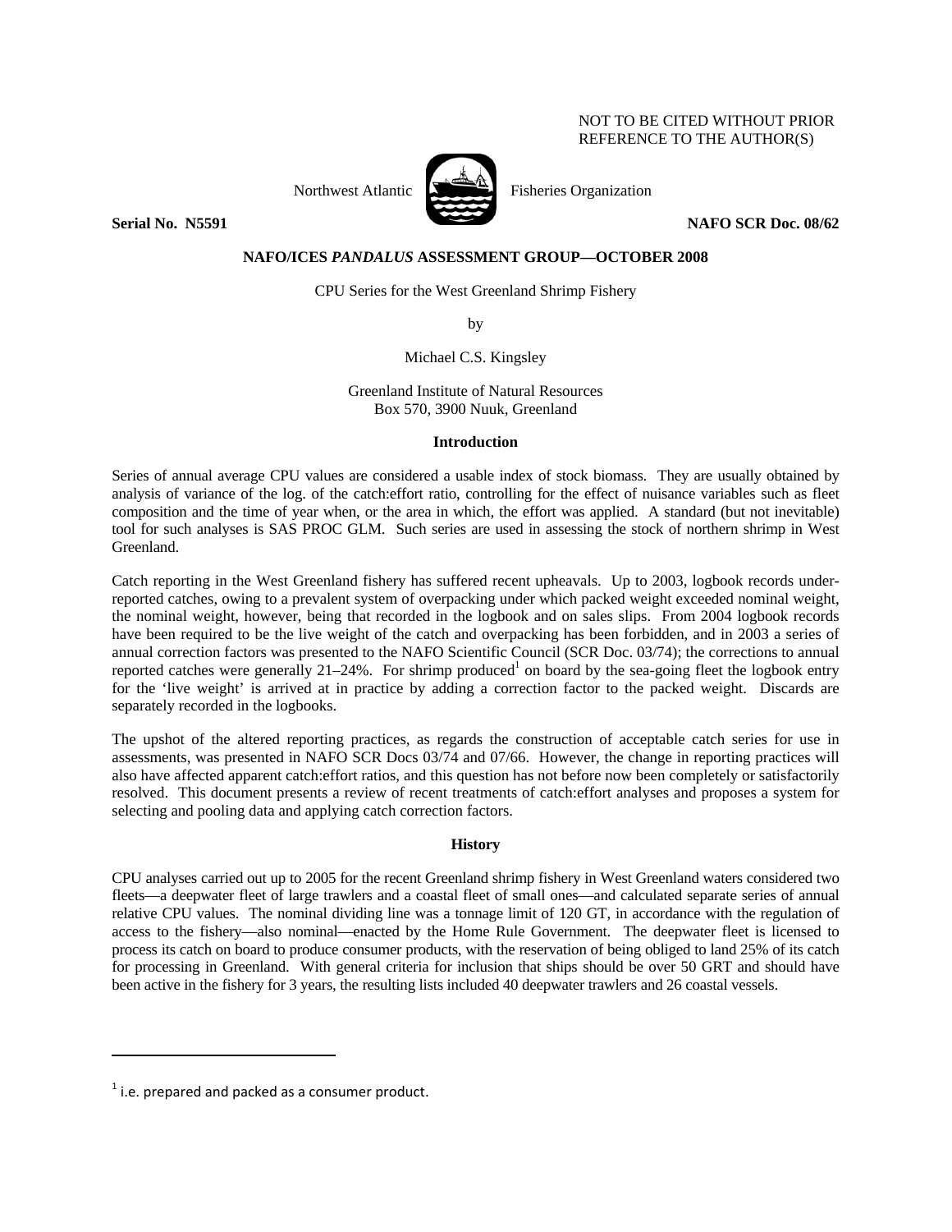NOT TO BE CITED WITHOUT PRIOR REFERENCE TO THE AUTHOR(S)

Northwest Atlantic Fisheries Organization

**Serial No. N5591** **NAFO SCR Doc. 08/62**

**NAFO/ICES *PANDALUS* ASSESSMENT GROUP—OCTOBER 2008**

CPU Series for the West Greenland Shrimp Fishery

by

Michael C.S. Kingsley

Greenland Institute of Natural Resources
Box 570, 3900 Nuuk, Greenland

## Introduction

Series of annual average CPU values are considered a usable index of stock biomass. They are usually obtained by analysis of variance of the log. of the catch:effort ratio, controlling for the effect of nuisance variables such as fleet composition and the time of year when, or the area in which, the effort was applied. A standard (but not inevitable) tool for such analyses is SAS PROC GLM. Such series are used in assessing the stock of northern shrimp in West Greenland.

Catch reporting in the West Greenland fishery has suffered recent upheavals. Up to 2003, logbook records under-reported catches, owing to a prevalent system of overpacking under which packed weight exceeded nominal weight, the nominal weight, however, being that recorded in the logbook and on sales slips. From 2004 logbook records have been required to be the live weight of the catch and overpacking has been forbidden, and in 2003 a series of annual correction factors was presented to the NAFO Scientific Council (SCR Doc. 03/74); the corrections to annual reported catches were generally 21–24%. For shrimp produced[1] on board by the sea-going fleet the logbook entry for the 'live weight' is arrived at in practice by adding a correction factor to the packed weight. Discards are separately recorded in the logbooks.

The upshot of the altered reporting practices, as regards the construction of acceptable catch series for use in assessments, was presented in NAFO SCR Docs 03/74 and 07/66. However, the change in reporting practices will also have affected apparent catch:effort ratios, and this question has not before now been completely or satisfactorily resolved. This document presents a review of recent treatments of catch:effort analyses and proposes a system for selecting and pooling data and applying catch correction factors.

## History

CPU analyses carried out up to 2005 for the recent Greenland shrimp fishery in West Greenland waters considered two fleets—a deepwater fleet of large trawlers and a coastal fleet of small ones—and calculated separate series of annual relative CPU values. The nominal dividing line was a tonnage limit of 120 GT, in accordance with the regulation of access to the fishery—also nominal—enacted by the Home Rule Government. The deepwater fleet is licensed to process its catch on board to produce consumer products, with the reservation of being obliged to land 25% of its catch for processing in Greenland. With general criteria for inclusion that ships should be over 50 GRT and should have been active in the fishery for 3 years, the resulting lists included 40 deepwater trawlers and 26 coastal vessels.

[1] i.e. prepared and packed as a consumer product.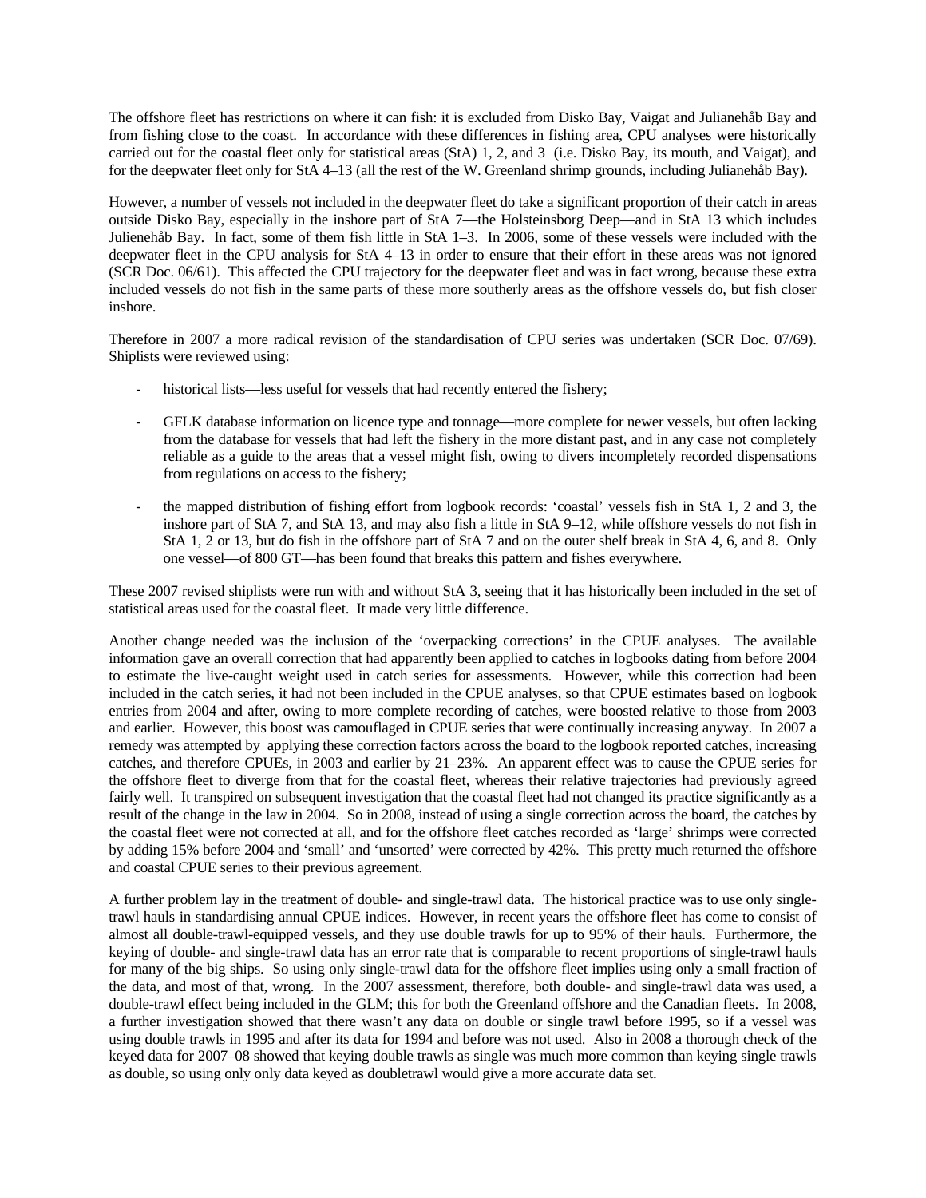The offshore fleet has restrictions on where it can fish: it is excluded from Disko Bay, Vaigat and Julianehåb Bay and from fishing close to the coast. In accordance with these differences in fishing area, CPU analyses were historically carried out for the coastal fleet only for statistical areas (StA) 1, 2, and 3 (i.e. Disko Bay, its mouth, and Vaigat), and for the deepwater fleet only for StA 4–13 (all the rest of the W. Greenland shrimp grounds, including Julianehåb Bay).

However, a number of vessels not included in the deepwater fleet do take a significant proportion of their catch in areas outside Disko Bay, especially in the inshore part of StA 7—the Holsteinsborg Deep—and in StA 13 which includes Julienehåb Bay. In fact, some of them fish little in StA 1–3. In 2006, some of these vessels were included with the deepwater fleet in the CPU analysis for StA 4–13 in order to ensure that their effort in these areas was not ignored (SCR Doc. 06/61). This affected the CPU trajectory for the deepwater fleet and was in fact wrong, because these extra included vessels do not fish in the same parts of these more southerly areas as the offshore vessels do, but fish closer inshore.

Therefore in 2007 a more radical revision of the standardisation of CPU series was undertaken (SCR Doc. 07/69). Shiplists were reviewed using:

- historical lists—less useful for vessels that had recently entered the fishery;
- GFLK database information on licence type and tonnage—more complete for newer vessels, but often lacking from the database for vessels that had left the fishery in the more distant past, and in any case not completely reliable as a guide to the areas that a vessel might fish, owing to divers incompletely recorded dispensations from regulations on access to the fishery;
- the mapped distribution of fishing effort from logbook records: 'coastal' vessels fish in StA 1, 2 and 3, the inshore part of StA 7, and StA 13, and may also fish a little in StA 9–12, while offshore vessels do not fish in StA 1, 2 or 13, but do fish in the offshore part of StA 7 and on the outer shelf break in StA 4, 6, and 8. Only one vessel—of 800 GT—has been found that breaks this pattern and fishes everywhere.

These 2007 revised shiplists were run with and without StA 3, seeing that it has historically been included in the set of statistical areas used for the coastal fleet. It made very little difference.

Another change needed was the inclusion of the 'overpacking corrections' in the CPUE analyses. The available information gave an overall correction that had apparently been applied to catches in logbooks dating from before 2004 to estimate the live-caught weight used in catch series for assessments. However, while this correction had been included in the catch series, it had not been included in the CPUE analyses, so that CPUE estimates based on logbook entries from 2004 and after, owing to more complete recording of catches, were boosted relative to those from 2003 and earlier. However, this boost was camouflaged in CPUE series that were continually increasing anyway. In 2007 a remedy was attempted by applying these correction factors across the board to the logbook reported catches, increasing catches, and therefore CPUEs, in 2003 and earlier by 21–23%. An apparent effect was to cause the CPUE series for the offshore fleet to diverge from that for the coastal fleet, whereas their relative trajectories had previously agreed fairly well. It transpired on subsequent investigation that the coastal fleet had not changed its practice significantly as a result of the change in the law in 2004. So in 2008, instead of using a single correction across the board, the catches by the coastal fleet were not corrected at all, and for the offshore fleet catches recorded as 'large' shrimps were corrected by adding 15% before 2004 and 'small' and 'unsorted' were corrected by 42%. This pretty much returned the offshore and coastal CPUE series to their previous agreement.

A further problem lay in the treatment of double- and single-trawl data. The historical practice was to use only single-trawl hauls in standardising annual CPUE indices. However, in recent years the offshore fleet has come to consist of almost all double-trawl-equipped vessels, and they use double trawls for up to 95% of their hauls. Furthermore, the keying of double- and single-trawl data has an error rate that is comparable to recent proportions of single-trawl hauls for many of the big ships. So using only single-trawl data for the offshore fleet implies using only a small fraction of the data, and most of that, wrong. In the 2007 assessment, therefore, both double- and single-trawl data was used, a double-trawl effect being included in the GLM; this for both the Greenland offshore and the Canadian fleets. In 2008, a further investigation showed that there wasn't any data on double or single trawl before 1995, so if a vessel was using double trawls in 1995 and after its data for 1994 and before was not used. Also in 2008 a thorough check of the keyed data for 2007–08 showed that keying double trawls as single was much more common than keying single trawls as double, so using only only data keyed as doubletrawl would give a more accurate data set.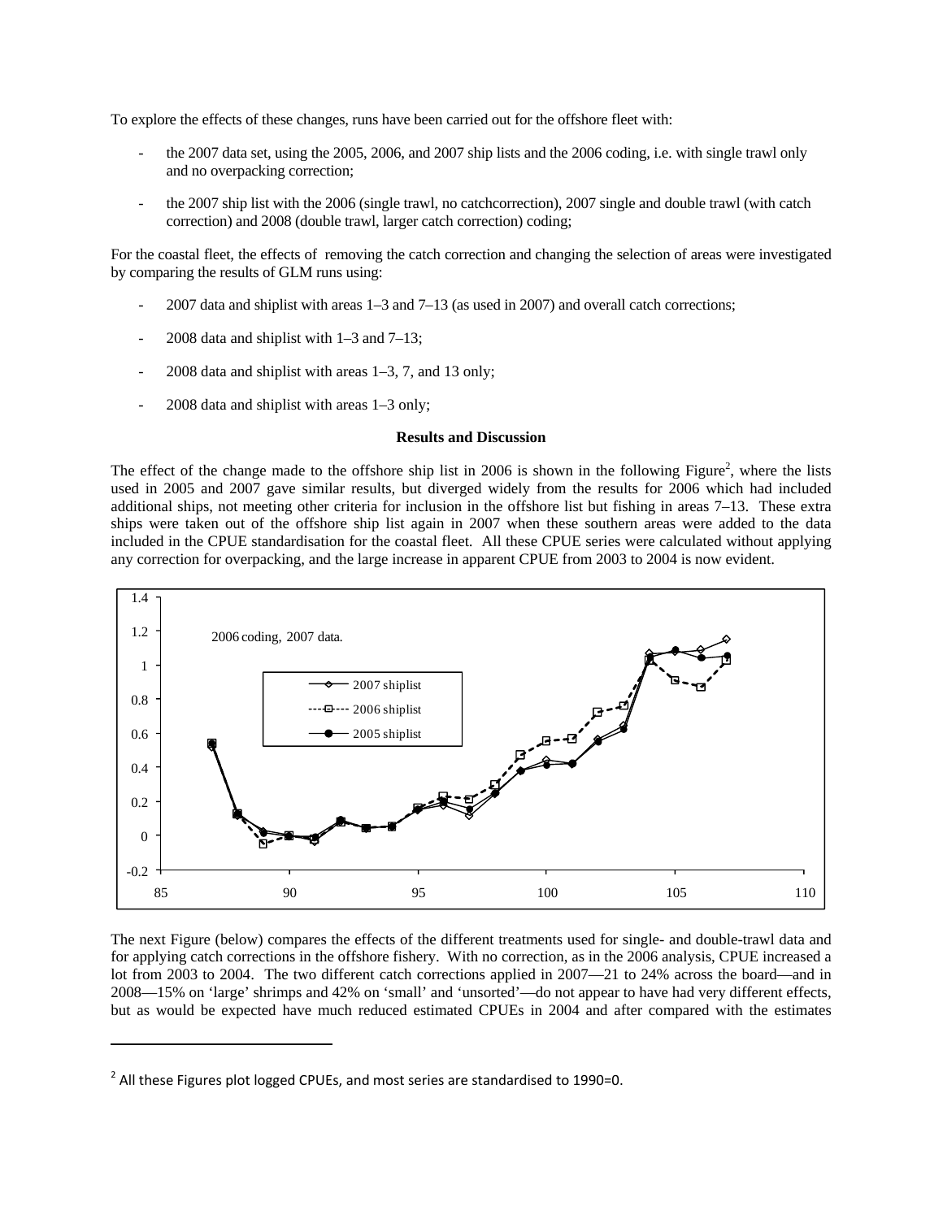To explore the effects of these changes, runs have been carried out for the offshore fleet with:

- the 2007 data set, using the 2005, 2006, and 2007 ship lists and the 2006 coding, i.e. with single trawl only and no overpacking correction;
- the 2007 ship list with the 2006 (single trawl, no catchcorrection), 2007 single and double trawl (with catch correction) and 2008 (double trawl, larger catch correction) coding;

For the coastal fleet, the effects of removing the catch correction and changing the selection of areas were investigated by comparing the results of GLM runs using:

- 2007 data and shiplist with areas 1–3 and 7–13 (as used in 2007) and overall catch corrections;
- 2008 data and shiplist with 1–3 and 7–13;
- 2008 data and shiplist with areas 1–3, 7, and 13 only;
- 2008 data and shiplist with areas 1–3 only;

**Results and Discussion**

The effect of the change made to the offshore ship list in 2006 is shown in the following Figure[2], where the lists used in 2005 and 2007 gave similar results, but diverged widely from the results for 2006 which had included additional ships, not meeting other criteria for inclusion in the offshore list but fishing in areas 7–13. These extra ships were taken out of the offshore ship list again in 2007 when these southern areas were added to the data included in the CPUE standardisation for the coastal fleet. All these CPUE series were calculated without applying any correction for overpacking, and the large increase in apparent CPUE from 2003 to 2004 is now evident.

The next Figure (below) compares the effects of the different treatments used for single- and double-trawl data and for applying catch corrections in the offshore fishery. With no correction, as in the 2006 analysis, CPUE increased a lot from 2003 to 2004. The two different catch corrections applied in 2007—21 to 24% across the board—and in 2008—15% on 'large' shrimps and 42% on 'small' and 'unsorted'—do not appear to have had very different effects, but as would be expected have much reduced estimated CPUEs in 2004 and after compared with the estimates

[2] All these Figures plot logged CPUEs, and most series are standardised to 1990=0.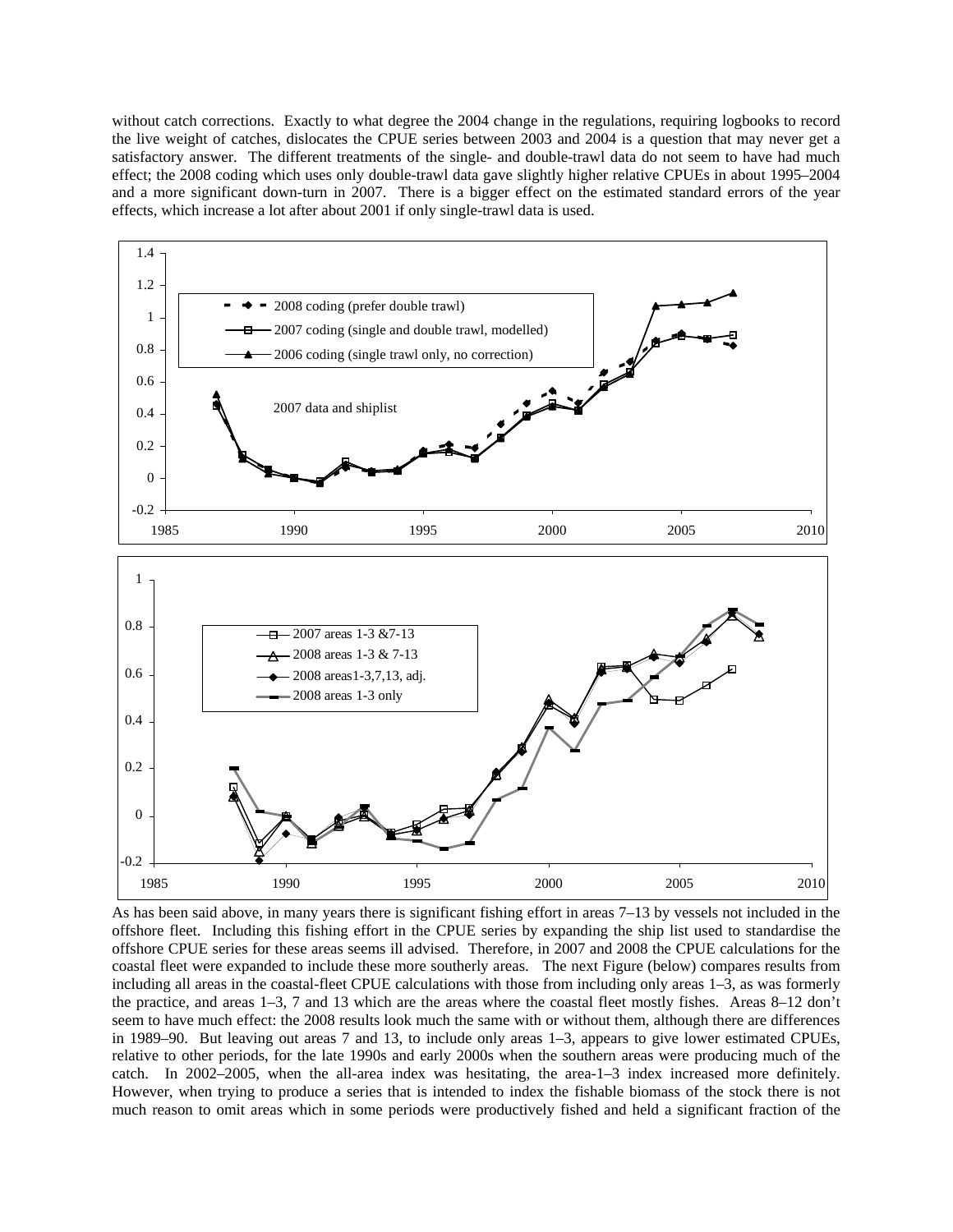without catch corrections. Exactly to what degree the 2004 change in the regulations, requiring logbooks to record the live weight of catches, dislocates the CPUE series between 2003 and 2004 is a question that may never get a satisfactory answer. The different treatments of the single- and double-trawl data do not seem to have had much effect; the 2008 coding which uses only double-trawl data gave slightly higher relative CPUEs in about 1995–2004 and a more significant down-turn in 2007. There is a bigger effect on the estimated standard errors of the year effects, which increase a lot after about 2001 if only single-trawl data is used.

As has been said above, in many years there is significant fishing effort in areas 7–13 by vessels not included in the offshore fleet. Including this fishing effort in the CPUE series by expanding the ship list used to standardise the offshore CPUE series for these areas seems ill advised. Therefore, in 2007 and 2008 the CPUE calculations for the coastal fleet were expanded to include these more southerly areas. The next Figure (below) compares results from including all areas in the coastal-fleet CPUE calculations with those from including only areas 1–3, as was formerly the practice, and areas 1–3, 7 and 13 which are the areas where the coastal fleet mostly fishes. Areas 8–12 don't seem to have much effect: the 2008 results look much the same with or without them, although there are differences in 1989–90. But leaving out areas 7 and 13, to include only areas 1–3, appears to give lower estimated CPUEs, relative to other periods, for the late 1990s and early 2000s when the southern areas were producing much of the catch. In 2002–2005, when the all-area index was hesitating, the area-1–3 index increased more definitely. However, when trying to produce a series that is intended to index the fishable biomass of the stock there is not much reason to omit areas which in some periods were productively fished and held a significant fraction of the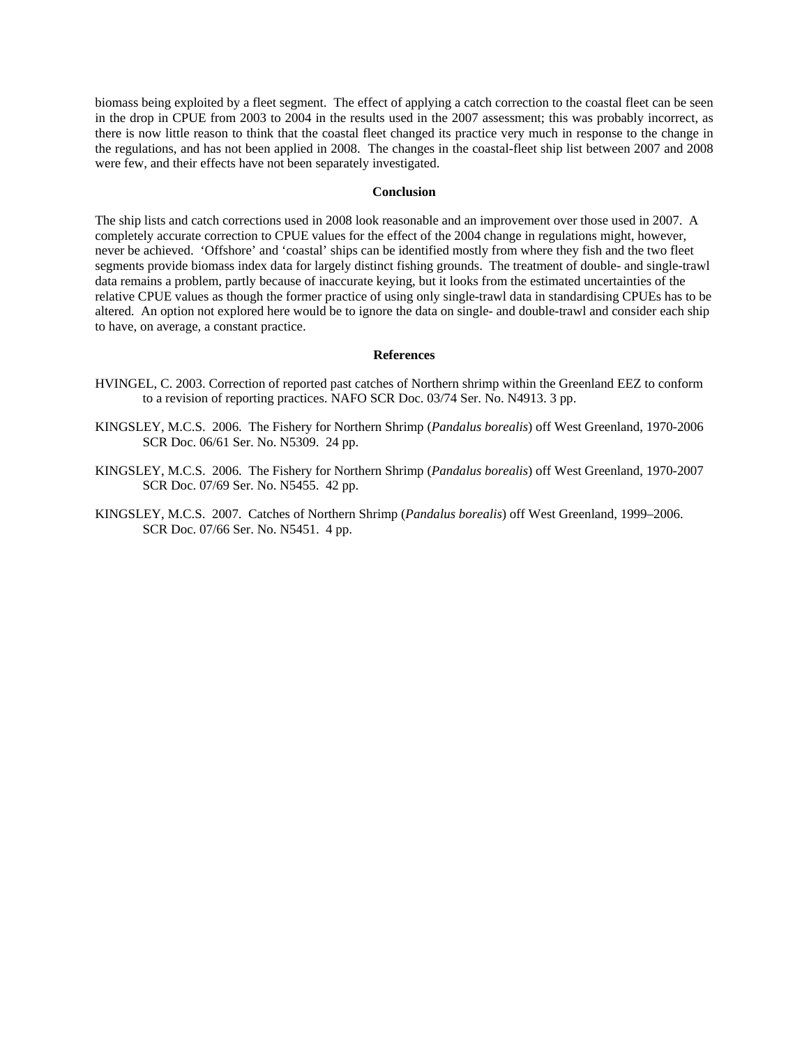biomass being exploited by a fleet segment. The effect of applying a catch correction to the coastal fleet can be seen in the drop in CPUE from 2003 to 2004 in the results used in the 2007 assessment; this was probably incorrect, as there is now little reason to think that the coastal fleet changed its practice very much in response to the change in the regulations, and has not been applied in 2008. The changes in the coastal-fleet ship list between 2007 and 2008 were few, and their effects have not been separately investigated.

## Conclusion

The ship lists and catch corrections used in 2008 look reasonable and an improvement over those used in 2007. A completely accurate correction to CPUE values for the effect of the 2004 change in regulations might, however, never be achieved. 'Offshore' and 'coastal' ships can be identified mostly from where they fish and the two fleet segments provide biomass index data for largely distinct fishing grounds. The treatment of double- and single-trawl data remains a problem, partly because of inaccurate keying, but it looks from the estimated uncertainties of the relative CPUE values as though the former practice of using only single-trawl data in standardising CPUEs has to be altered. An option not explored here would be to ignore the data on single- and double-trawl and consider each ship to have, on average, a constant practice.

## References

HVINGEL, C. 2003. Correction of reported past catches of Northern shrimp within the Greenland EEZ to conform to a revision of reporting practices. NAFO SCR Doc. 03/74 Ser. No. N4913. 3 pp.

KINGSLEY, M.C.S. 2006. The Fishery for Northern Shrimp (*Pandalus borealis*) off West Greenland, 1970-2006 SCR Doc. 06/61 Ser. No. N5309. 24 pp.

KINGSLEY, M.C.S. 2006. The Fishery for Northern Shrimp (*Pandalus borealis*) off West Greenland, 1970-2007 SCR Doc. 07/69 Ser. No. N5455. 42 pp.

KINGSLEY, M.C.S. 2007. Catches of Northern Shrimp (*Pandalus borealis*) off West Greenland, 1999–2006. SCR Doc. 07/66 Ser. No. N5451. 4 pp.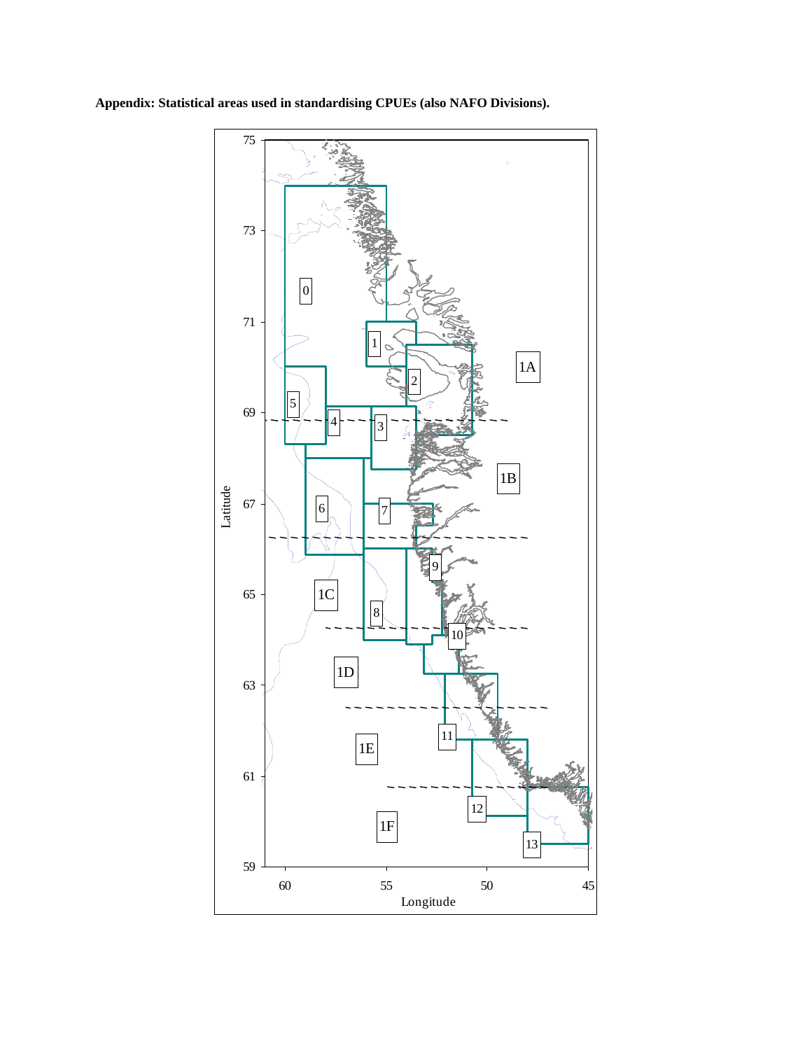**Appendix: Statistical areas used in standardising CPUEs (also NAFO Divisions).**

Latitude

75

73

71

69

67

65

63

61

59

60

55

50

45

Longitude

0

1

2

3

4

5

6

7

8

9

10

11

12

13

1A

1B

1C

1D

1E

1F